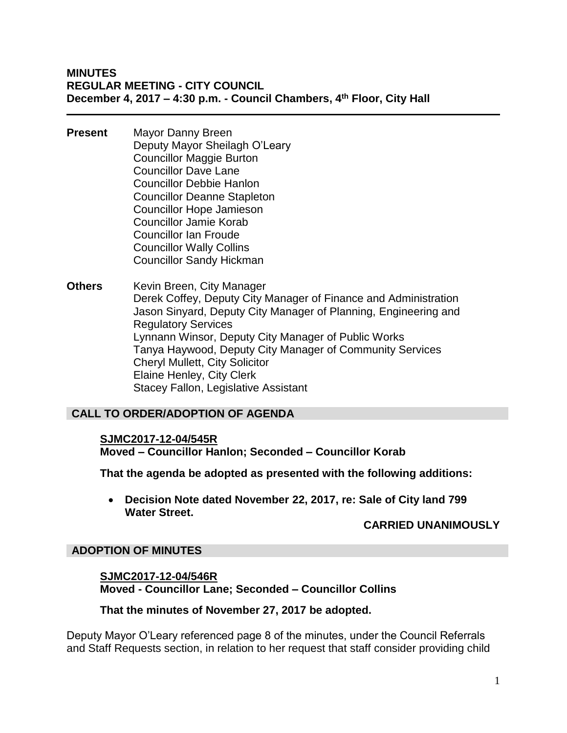**MINUTES**
**REGULAR MEETING - CITY COUNCIL**
**December 4, 2017 – 4:30 p.m. - Council Chambers, 4th Floor, City Hall**

---

**Present**
Mayor Danny Breen
Deputy Mayor Sheilagh O'Leary
Councillor Maggie Burton
Councillor Dave Lane
Councillor Debbie Hanlon
Councillor Deanne Stapleton
Councillor Hope Jamieson
Councillor Jamie Korab
Councillor Ian Froude
Councillor Wally Collins
Councillor Sandy Hickman

**Others**
Kevin Breen, City Manager
Derek Coffey, Deputy City Manager of Finance and Administration
Jason Sinyard, Deputy City Manager of Planning, Engineering and Regulatory Services
Lynnann Winsor, Deputy City Manager of Public Works
Tanya Haywood, Deputy City Manager of Community Services
Cheryl Mullett, City Solicitor
Elaine Henley, City Clerk
Stacey Fallon, Legislative Assistant

## CALL TO ORDER/ADOPTION OF AGENDA

**SJMC2017-12-04/545R**
**Moved – Councillor Hanlon; Seconded – Councillor Korab**

**That the agenda be adopted as presented with the following additions:**

- **Decision Note dated November 22, 2017, re: Sale of City land 799 Water Street.**

**CARRIED UNANIMOUSLY**

## ADOPTION OF MINUTES

**SJMC2017-12-04/546R**
**Moved - Councillor Lane; Seconded – Councillor Collins**

**That the minutes of November 27, 2017 be adopted.**

Deputy Mayor O'Leary referenced page 8 of the minutes, under the Council Referrals and Staff Requests section, in relation to her request that staff consider providing child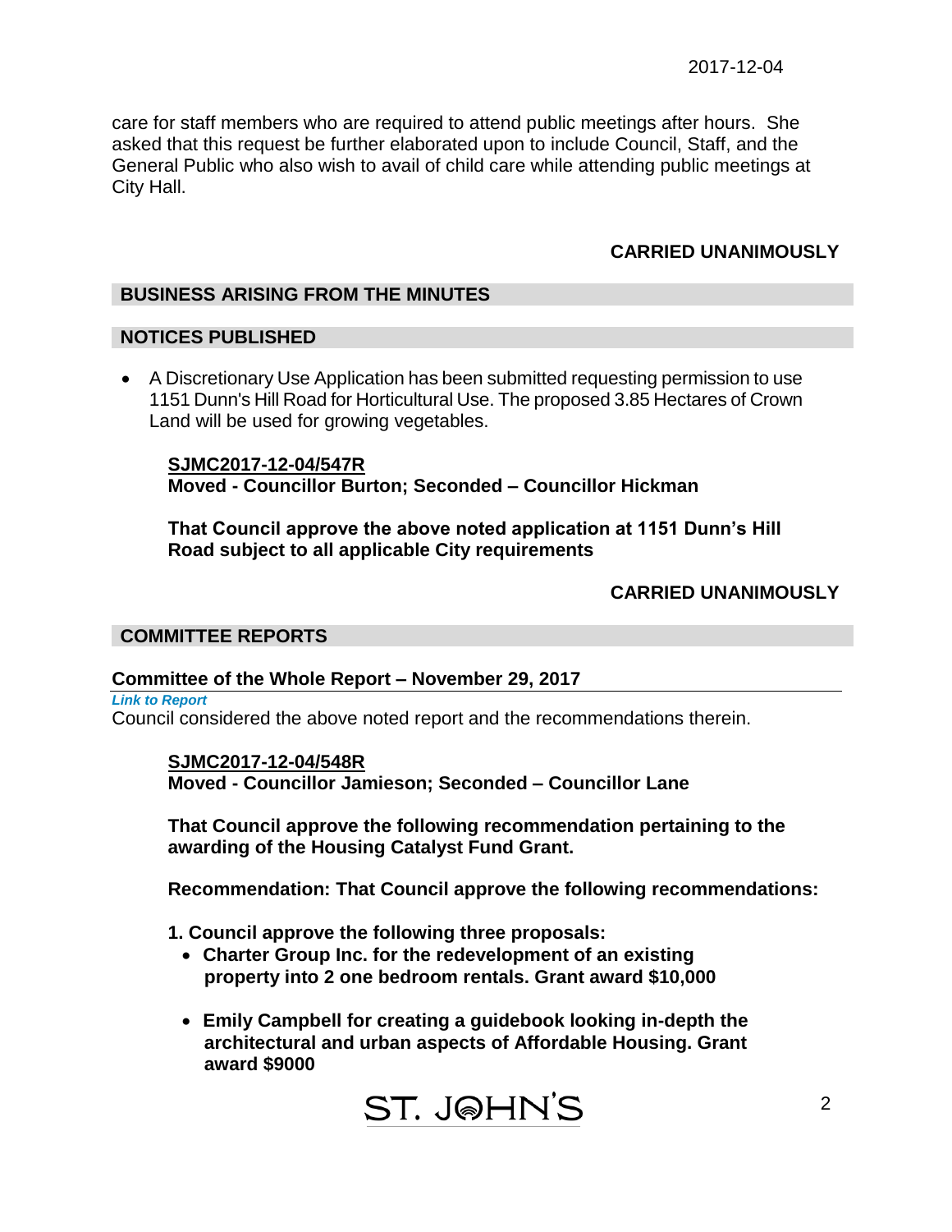care for staff members who are required to attend public meetings after hours. She asked that this request be further elaborated upon to include Council, Staff, and the General Public who also wish to avail of child care while attending public meetings at City Hall.

**CARRIED UNANIMOUSLY**

## BUSINESS ARISING FROM THE MINUTES

## NOTICES PUBLISHED

- A Discretionary Use Application has been submitted requesting permission to use 1151 Dunn's Hill Road for Horticultural Use. The proposed 3.85 Hectares of Crown Land will be used for growing vegetables.

**SJMC2017-12-04/547R**
**Moved - Councillor Burton; Seconded – Councillor Hickman**

**That Council approve the above noted application at 1151 Dunn's Hill Road subject to all applicable City requirements**

**CARRIED UNANIMOUSLY**

## COMMITTEE REPORTS

### Committee of the Whole Report – November 29, 2017

*Link to Report*

Council considered the above noted report and the recommendations therein.

**SJMC2017-12-04/548R**
**Moved - Councillor Jamieson; Seconded – Councillor Lane**

**That Council approve the following recommendation pertaining to the awarding of the Housing Catalyst Fund Grant.**

**Recommendation: That Council approve the following recommendations:**

**1. Council approve the following three proposals:**

- **Charter Group Inc. for the redevelopment of an existing property into 2 one bedroom rentals. Grant award $10,000**
- **Emily Campbell for creating a guidebook looking in-depth the architectural and urban aspects of Affordable Housing. Grant award $9000**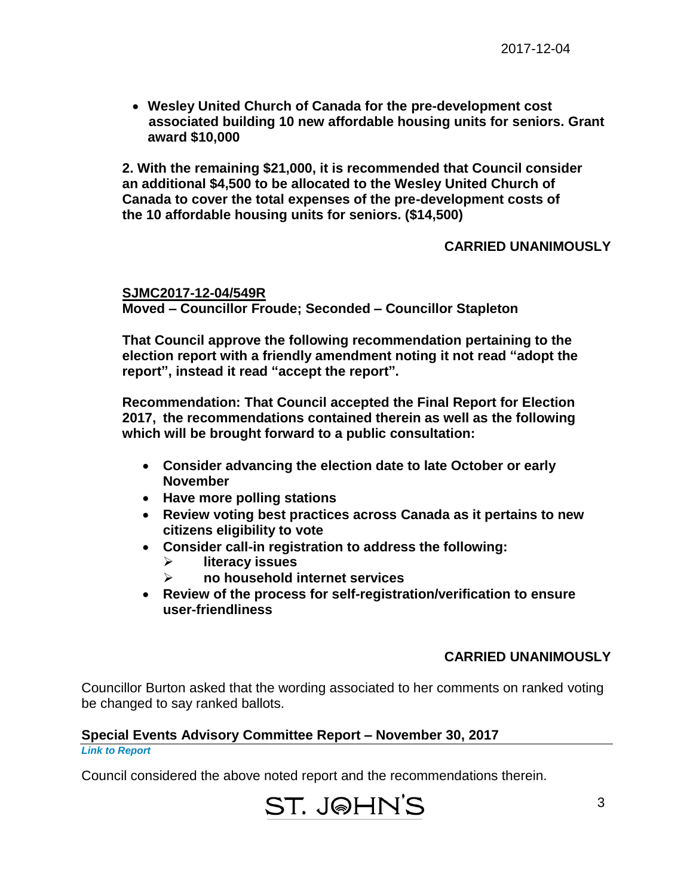- **Wesley United Church of Canada for the pre-development cost associated building 10 new affordable housing units for seniors. Grant award $10,000**

**2. With the remaining $21,000, it is recommended that Council consider an additional $4,500 to be allocated to the Wesley United Church of Canada to cover the total expenses of the pre-development costs of the 10 affordable housing units for seniors. ($14,500)**

**CARRIED UNANIMOUSLY**

**SJMC2017-12-04/549R**
**Moved – Councillor Froude; Seconded – Councillor Stapleton**

**That Council approve the following recommendation pertaining to the election report with a friendly amendment noting it not read "adopt the report", instead it read "accept the report".**

**Recommendation: That Council accepted the Final Report for Election 2017, the recommendations contained therein as well as the following which will be brought forward to a public consultation:**

- **Consider advancing the election date to late October or early November**
- **Have more polling stations**
- **Review voting best practices across Canada as it pertains to new citizens eligibility to vote**
- **Consider call-in registration to address the following:**
  - **literacy issues**
  - **no household internet services**
- **Review of the process for self-registration/verification to ensure user-friendliness**

**CARRIED UNANIMOUSLY**

Councillor Burton asked that the wording associated to her comments on ranked voting be changed to say ranked ballots.

## Special Events Advisory Committee Report – November 30, 2017

*Link to Report*

Council considered the above noted report and the recommendations therein.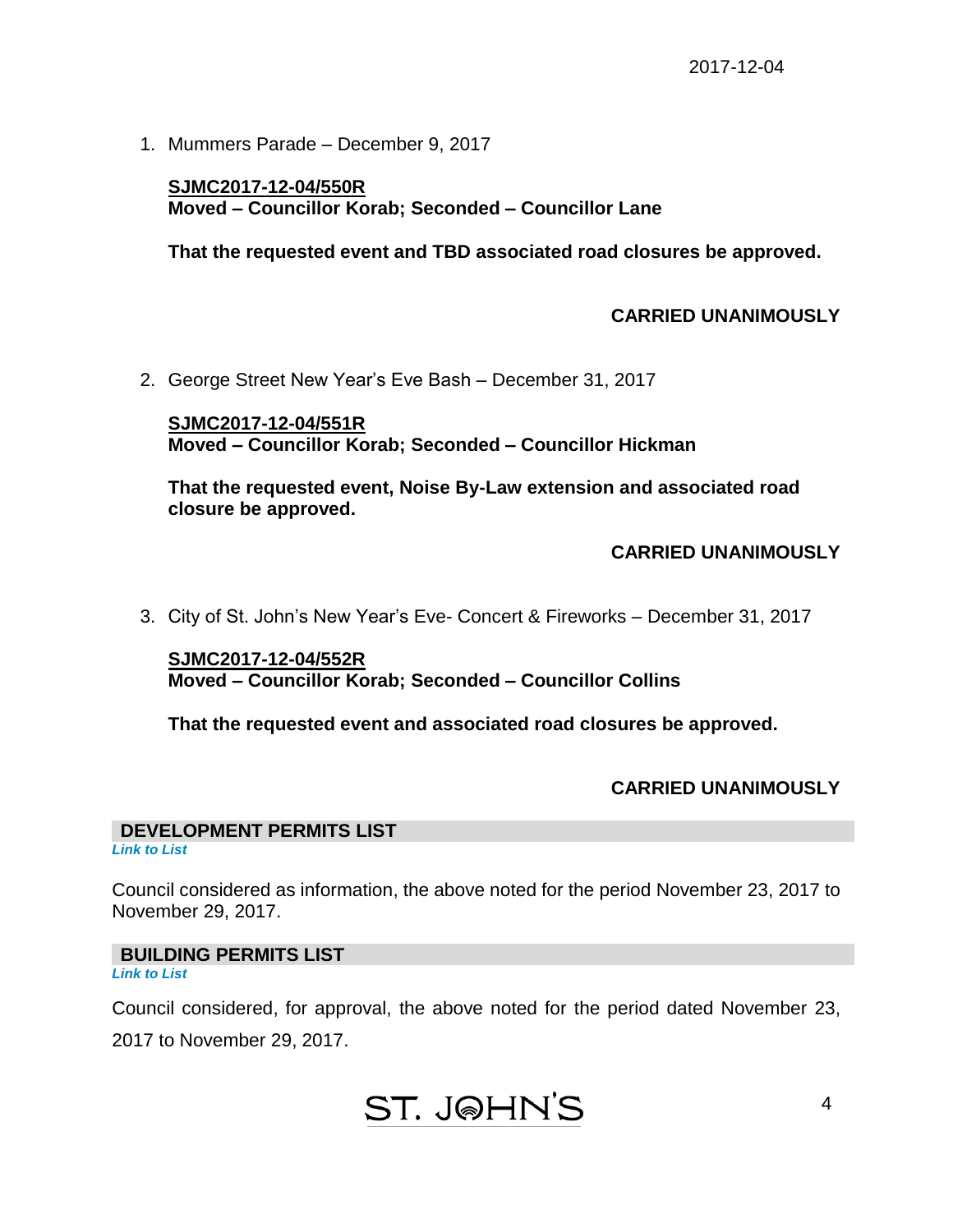1. Mummers Parade – December 9, 2017

   **SJMC2017-12-04/550R**
   **Moved – Councillor Korab; Seconded – Councillor Lane**

   **That the requested event and TBD associated road closures be approved.**

   **CARRIED UNANIMOUSLY**

2. George Street New Year's Eve Bash – December 31, 2017

   **SJMC2017-12-04/551R**
   **Moved – Councillor Korab; Seconded – Councillor Hickman**

   **That the requested event, Noise By-Law extension and associated road closure be approved.**

   **CARRIED UNANIMOUSLY**

3. City of St. John's New Year's Eve- Concert & Fireworks – December 31, 2017

   **SJMC2017-12-04/552R**
   **Moved – Councillor Korab; Seconded – Councillor Collins**

   **That the requested event and associated road closures be approved.**

   **CARRIED UNANIMOUSLY**

## DEVELOPMENT PERMITS LIST

***Link to List***

Council considered as information, the above noted for the period November 23, 2017 to November 29, 2017.

## BUILDING PERMITS LIST

***Link to List***

Council considered, for approval, the above noted for the period dated November 23, 2017 to November 29, 2017.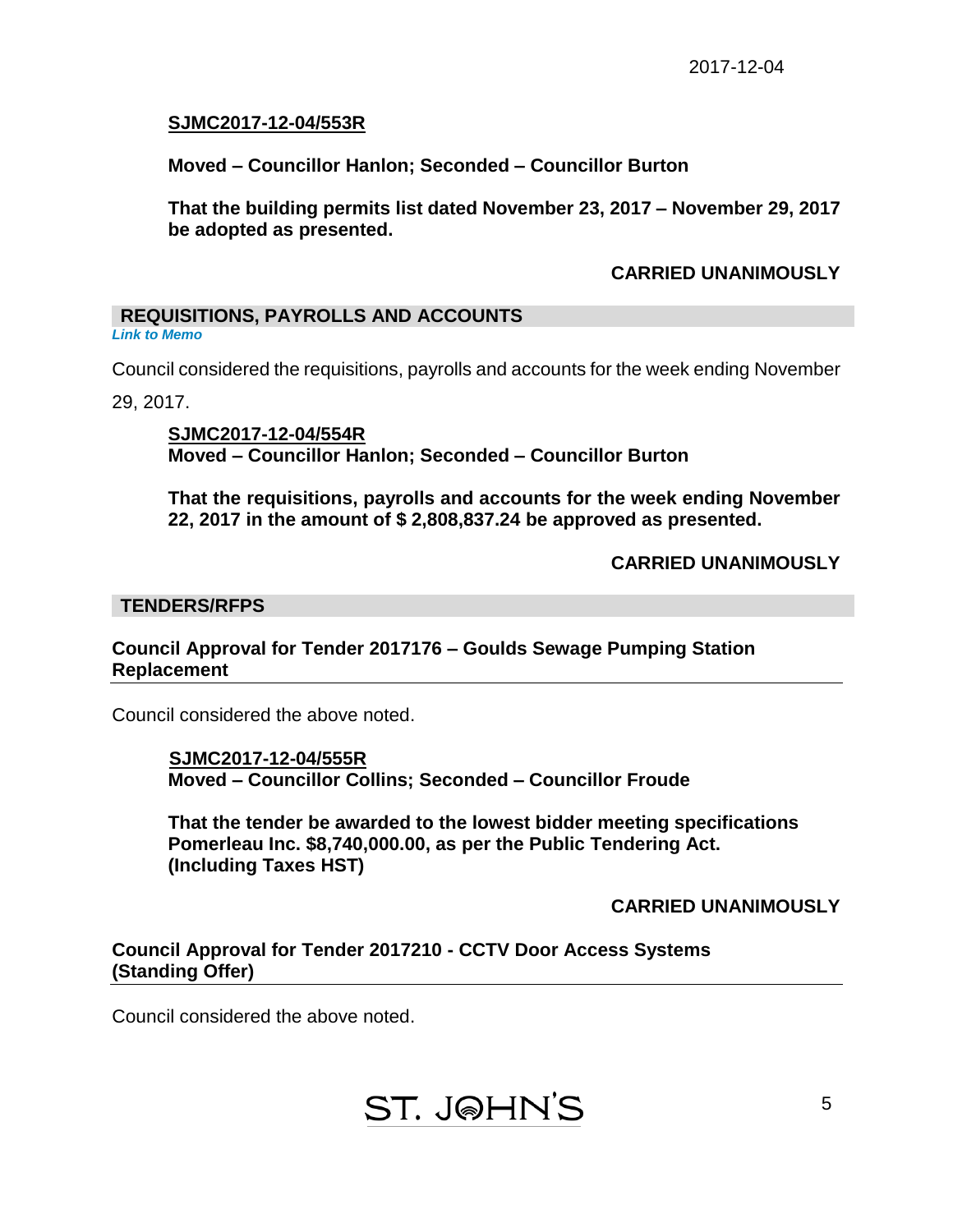**SJMC2017-12-04/553R**

**Moved – Councillor Hanlon; Seconded – Councillor Burton**

**That the building permits list dated November 23, 2017 – November 29, 2017 be adopted as presented.**

**CARRIED UNANIMOUSLY**

## REQUISITIONS, PAYROLLS AND ACCOUNTS

***Link to Memo***

Council considered the requisitions, payrolls and accounts for the week ending November 29, 2017.

**SJMC2017-12-04/554R**
**Moved – Councillor Hanlon; Seconded – Councillor Burton**

**That the requisitions, payrolls and accounts for the week ending November 22, 2017 in the amount of $ 2,808,837.24 be approved as presented.**

**CARRIED UNANIMOUSLY**

## TENDERS/RFPS

### Council Approval for Tender 2017176 – Goulds Sewage Pumping Station Replacement

Council considered the above noted.

**SJMC2017-12-04/555R**
**Moved – Councillor Collins; Seconded – Councillor Froude**

**That the tender be awarded to the lowest bidder meeting specifications Pomerleau Inc. $8,740,000.00, as per the Public Tendering Act. (Including Taxes HST)**

**CARRIED UNANIMOUSLY**

### Council Approval for Tender 2017210 - CCTV Door Access Systems (Standing Offer)

Council considered the above noted.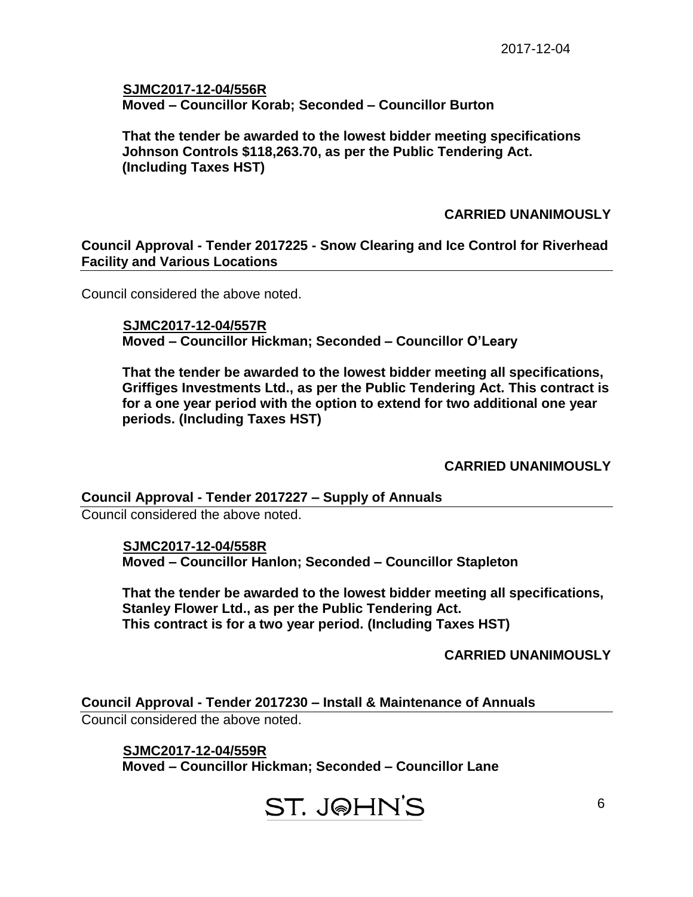**SJMC2017-12-04/556R**
**Moved – Councillor Korab; Seconded – Councillor Burton**

**That the tender be awarded to the lowest bidder meeting specifications Johnson Controls $118,263.70, as per the Public Tendering Act. (Including Taxes HST)**

**CARRIED UNANIMOUSLY**

## Council Approval - Tender 2017225 - Snow Clearing and Ice Control for Riverhead Facility and Various Locations

Council considered the above noted.

**SJMC2017-12-04/557R**
**Moved – Councillor Hickman; Seconded – Councillor O'Leary**

**That the tender be awarded to the lowest bidder meeting all specifications, Griffiges Investments Ltd., as per the Public Tendering Act. This contract is for a one year period with the option to extend for two additional one year periods. (Including Taxes HST)**

**CARRIED UNANIMOUSLY**

## Council Approval - Tender 2017227 – Supply of Annuals

Council considered the above noted.

**SJMC2017-12-04/558R**
**Moved – Councillor Hanlon; Seconded – Councillor Stapleton**

**That the tender be awarded to the lowest bidder meeting all specifications, Stanley Flower Ltd., as per the Public Tendering Act. This contract is for a two year period. (Including Taxes HST)**

**CARRIED UNANIMOUSLY**

## Council Approval - Tender 2017230 – Install & Maintenance of Annuals

Council considered the above noted.

**SJMC2017-12-04/559R**
**Moved – Councillor Hickman; Seconded – Councillor Lane**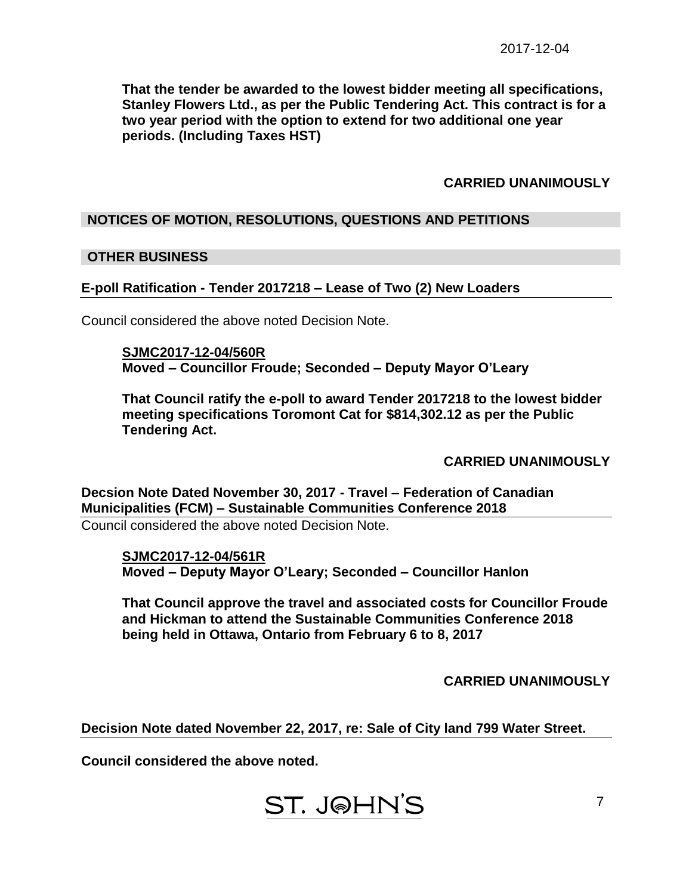**That the tender be awarded to the lowest bidder meeting all specifications, Stanley Flowers Ltd., as per the Public Tendering Act. This contract is for a two year period with the option to extend for two additional one year periods. (Including Taxes HST)**

**CARRIED UNANIMOUSLY**

## NOTICES OF MOTION, RESOLUTIONS, QUESTIONS AND PETITIONS

## OTHER BUSINESS

### E-poll Ratification - Tender 2017218 – Lease of Two (2) New Loaders

Council considered the above noted Decision Note.

**SJMC2017-12-04/560R**
**Moved – Councillor Froude; Seconded – Deputy Mayor O'Leary**

**That Council ratify the e-poll to award Tender 2017218 to the lowest bidder meeting specifications Toromont Cat for $814,302.12 as per the Public Tendering Act.**

**CARRIED UNANIMOUSLY**

### Decsion Note Dated November 30, 2017 - Travel – Federation of Canadian Municipalities (FCM) – Sustainable Communities Conference 2018

Council considered the above noted Decision Note.

**SJMC2017-12-04/561R**
**Moved – Deputy Mayor O'Leary; Seconded – Councillor Hanlon**

**That Council approve the travel and associated costs for Councillor Froude and Hickman to attend the Sustainable Communities Conference 2018 being held in Ottawa, Ontario from February 6 to 8, 2017**

**CARRIED UNANIMOUSLY**

### Decision Note dated November 22, 2017, re: Sale of City land 799 Water Street.

**Council considered the above noted.**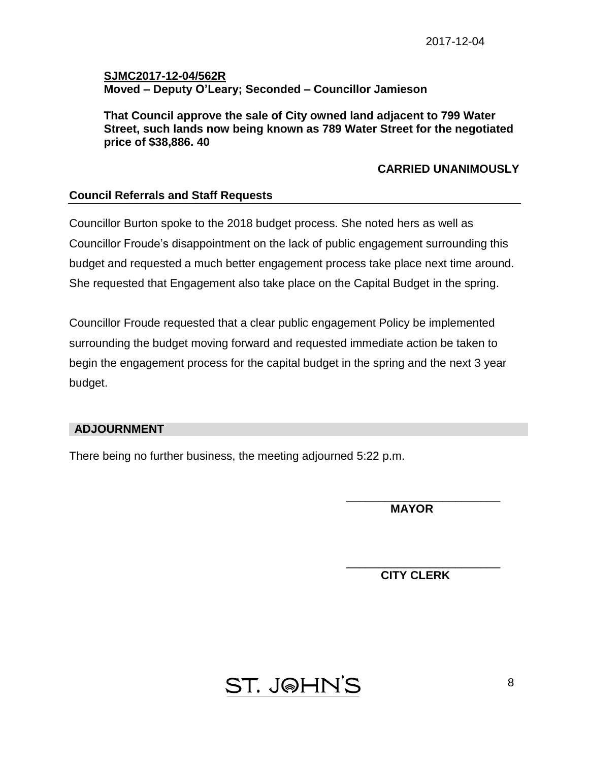**SJMC2017-12-04/562R**
**Moved – Deputy O'Leary; Seconded – Councillor Jamieson**

**That Council approve the sale of City owned land adjacent to 799 Water Street, such lands now being known as 789 Water Street for the negotiated price of $38,886. 40**

**CARRIED UNANIMOUSLY**

## Council Referrals and Staff Requests

Councillor Burton spoke to the 2018 budget process. She noted hers as well as Councillor Froude's disappointment on the lack of public engagement surrounding this budget and requested a much better engagement process take place next time around. She requested that Engagement also take place on the Capital Budget in the spring.

Councillor Froude requested that a clear public engagement Policy be implemented surrounding the budget moving forward and requested immediate action be taken to begin the engagement process for the capital budget in the spring and the next 3 year budget.

## ADJOURNMENT

There being no further business, the meeting adjourned 5:22 p.m.

\_\_\_\_\_\_\_\_\_\_\_\_\_\_\_\_\_\_\_\_\_\_\_\_
**MAYOR**

\_\_\_\_\_\_\_\_\_\_\_\_\_\_\_\_\_\_\_\_\_\_\_\_
**CITY CLERK**